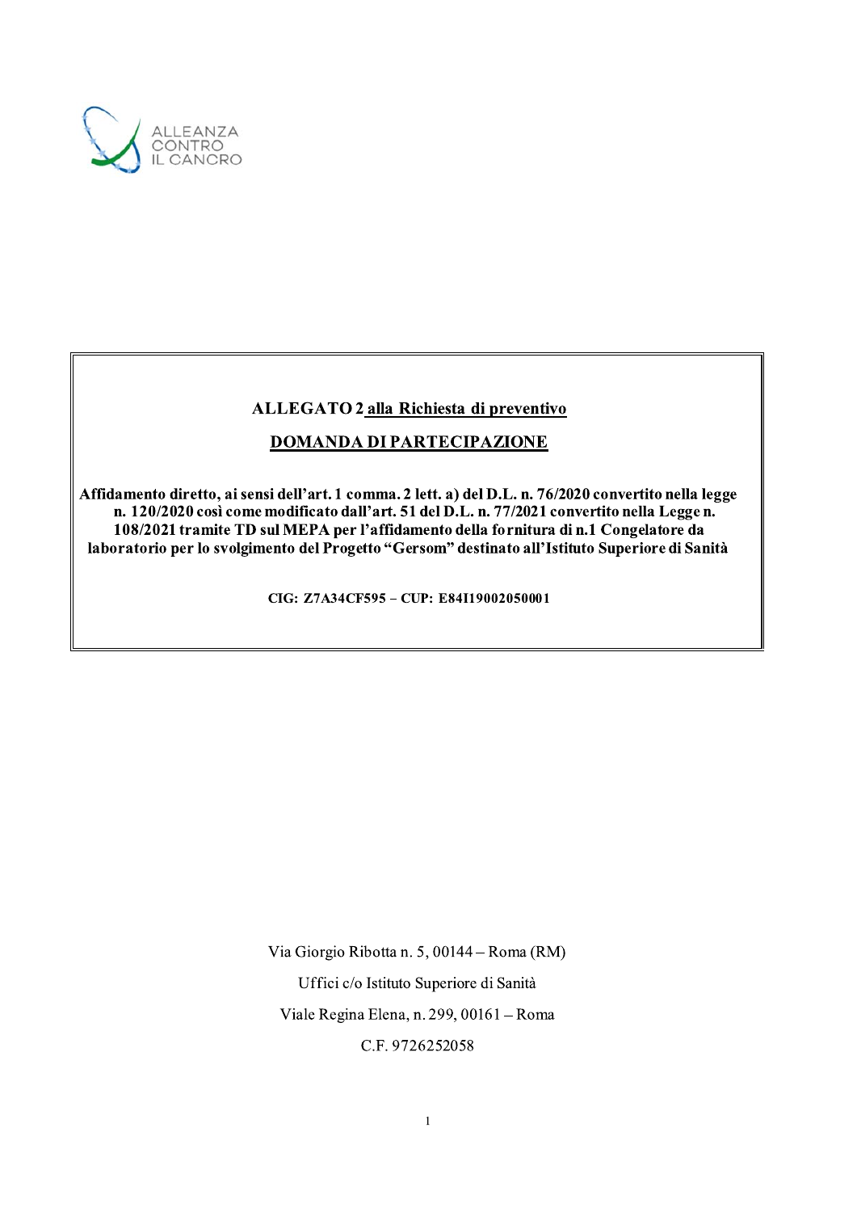ALLEANZA CONTRO IL CANCRO

**ALLEGATO 2 alla Richiesta di preventivo**

**DOMANDA DI PARTECIPAZIONE**

**Affidamento diretto, ai sensi dell'art. 1 comma. 2 lett. a) del D.L. n. 76/2020 convertito nella legge n. 120/2020 così come modificato dall'art. 51 del D.L. n. 77/2021 convertito nella Legge n. 108/2021 tramite TD sul MEPA per l'affidamento della fornitura di n.1 Congelatore da laboratorio per lo svolgimento del Progetto "Gersom" destinato all'Istituto Superiore di Sanità**

**CIG: Z7A34CF595 – CUP: E84I19002050001**

Via Giorgio Ribotta n. 5, 00144 – Roma (RM)

Uffici c/o Istituto Superiore di Sanità

Viale Regina Elena, n. 299, 00161 – Roma

C.F. 9726252058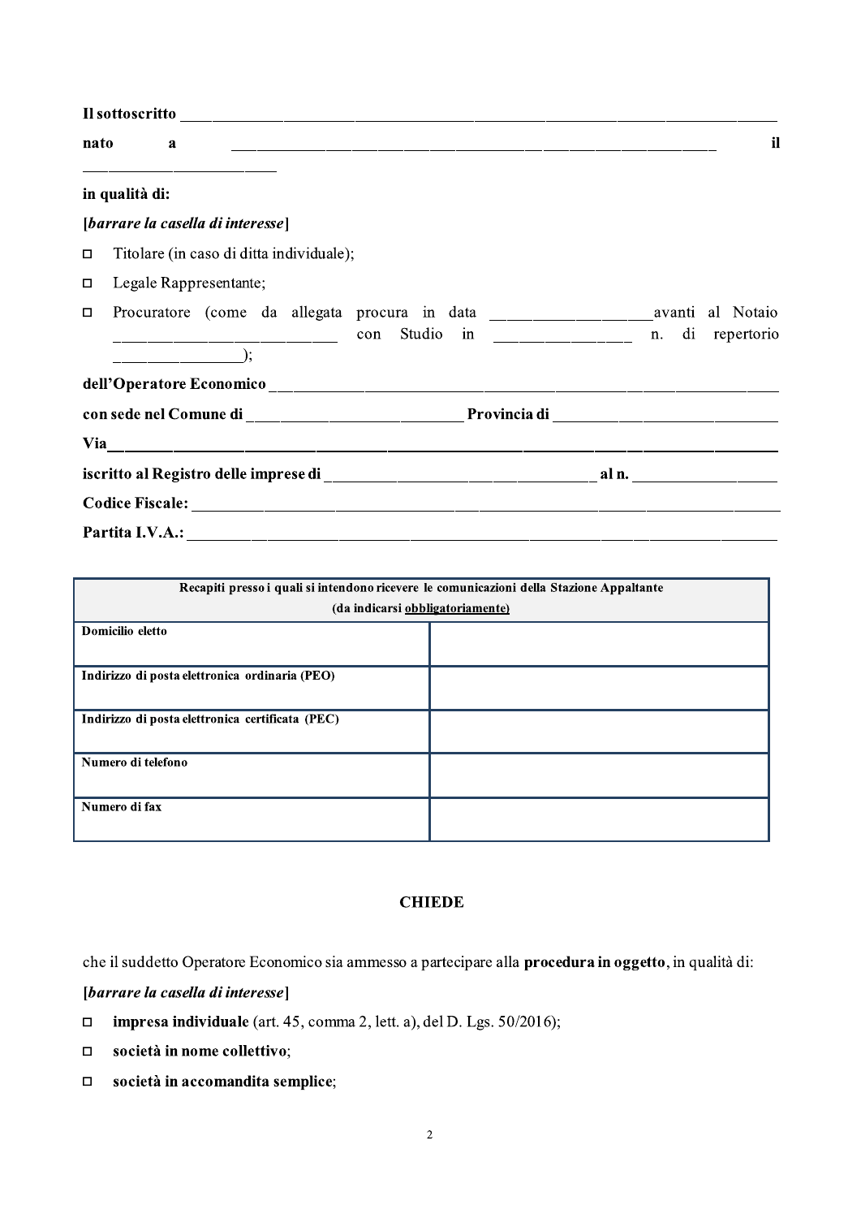**Il sottoscritto** ______________________________________________________________

**nato a** ______________________________________________ **il** ____________________

**in qualità di:**

***[barrare la casella di interesse]***

- ☐ Titolare (in caso di ditta individuale);
- ☐ Legale Rappresentante;
- ☐ Procuratore (come da allegata procura in data ________________avanti al Notaio ______________________ con Studio in ______________ n. di repertorio ______________);

**dell'Operatore Economico** ______________________________________________________

**con sede nel Comune di** ______________________ **Provincia di** ______________________

**Via**________________________________________________________________________

**iscritto al Registro delle imprese di** _____________________________ **al n.** _______________

**Codice Fiscale:** ______________________________________________________________

**Partita I.V.A.:** ______________________________________________________________

| **Recapiti presso i quali si intendono ricevere le comunicazioni della Stazione Appaltante (da indicarsi obbligatoriamente)** | |
|---|---|
| **Domicilio eletto** | |
| **Indirizzo di posta elettronica ordinaria (PEO)** | |
| **Indirizzo di posta elettronica certificata (PEC)** | |
| **Numero di telefono** | |
| **Numero di fax** | |

**CHIEDE**

che il suddetto Operatore Economico sia ammesso a partecipare alla **procedura in oggetto**, in qualità di:

***[barrare la casella di interesse]***

- ☐ **impresa individuale** (art. 45, comma 2, lett. a), del D. Lgs. 50/2016);
- ☐ **società in nome collettivo**;
- ☐ **società in accomandita semplice**;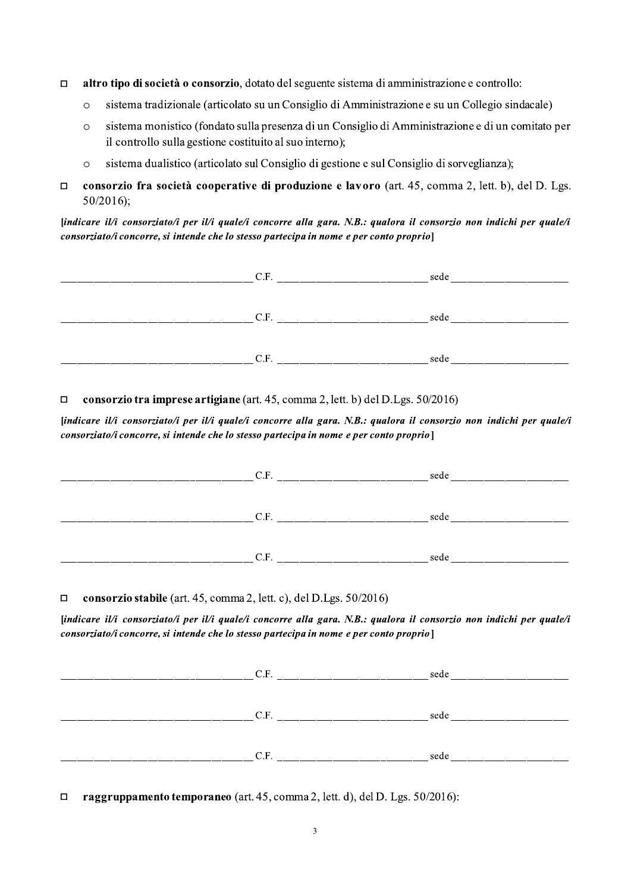- ☐ **altro tipo di società o consorzio**, dotato del seguente sistema di amministrazione e controllo:
  - ○ sistema tradizionale (articolato su un Consiglio di Amministrazione e su un Collegio sindacale)
  - ○ sistema monistico (fondato sulla presenza di un Consiglio di Amministrazione e di un comitato per il controllo sulla gestione costituito al suo interno);
  - ○ sistema dualistico (articolato sul Consiglio di gestione e sul Consiglio di sorveglianza);
- ☐ **consorzio fra società cooperative di produzione e lavoro** (art. 45, comma 2, lett. b), del D. Lgs. 50/2016);

[***indicare il/i consorziato/i per il/i quale/i concorre alla gara. N.B.: qualora il consorzio non indichi per quale/i consorziato/i concorre, si intende che lo stesso partecipa in nome e per conto proprio***]

___________________________________ C.F. ___________________________ sede _____________________

___________________________________ C.F. ___________________________ sede _____________________

___________________________________ C.F. ___________________________ sede _____________________

- ☐ **consorzio tra imprese artigiane** (art. 45, comma 2, lett. b) del D.Lgs. 50/2016)

[***indicare il/i consorziato/i per il/i quale/i concorre alla gara. N.B.: qualora il consorzio non indichi per quale/i consorziato/i concorre, si intende che lo stesso partecipa in nome e per conto proprio***]

___________________________________ C.F. ___________________________ sede _____________________

___________________________________ C.F. ___________________________ sede _____________________

___________________________________ C.F. ___________________________ sede _____________________

- ☐ **consorzio stabile** (art. 45, comma 2, lett. c), del D.Lgs. 50/2016)

[***indicare il/i consorziato/i per il/i quale/i concorre alla gara. N.B.: qualora il consorzio non indichi per quale/i consorziato/i concorre, si intende che lo stesso partecipa in nome e per conto proprio***]

___________________________________ C.F. ___________________________ sede _____________________

___________________________________ C.F. ___________________________ sede _____________________

___________________________________ C.F. ___________________________ sede _____________________

- ☐ **raggruppamento temporaneo** (art. 45, comma 2, lett. d), del D. Lgs. 50/2016):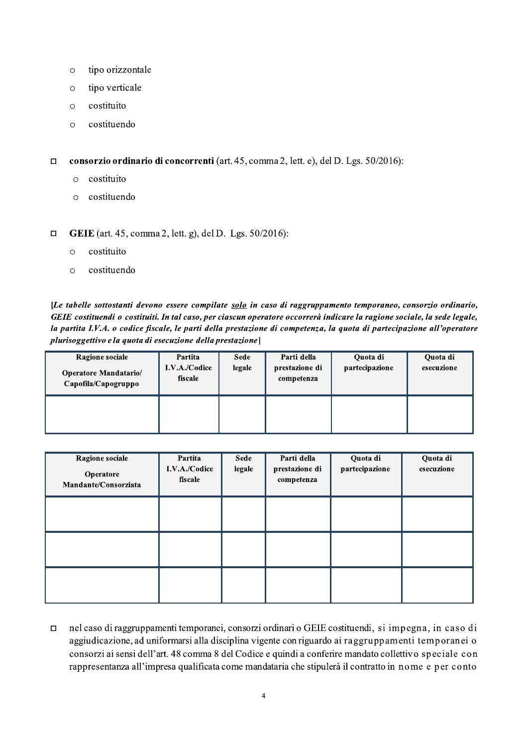- ○ tipo orizzontale
- ○ tipo verticale
- ○ costituito
- ○ costituendo

☐ **consorzio ordinario di concorrenti** (art. 45, comma 2, lett. e), del D. Lgs. 50/2016):

- ○ costituito
- ○ costituendo

☐ **GEIE** (art. 45, comma 2, lett. g), del D. Lgs. 50/2016):

- ○ costituito
- ○ costituendo

***[Le tabelle sottostanti devono essere compilate <u>solo</u> in caso di raggruppamento temporaneo, consorzio ordinario, GEIE costituendi o costituiti. In tal caso, per ciascun operatore occorrerà indicare la ragione sociale, la sede legale, la partita I.V.A. o codice fiscale, le parti della prestazione di competenza, la quota di partecipazione all'operatore plurisoggettivo e la quota di esecuzione della prestazione*]**

| Ragione sociale<br>Operatore Mandatario/ Capofila/Capogruppo | Partita I.V.A./Codice fiscale | Sede legale | Parti della prestazione di competenza | Quota di partecipazione | Quota di esecuzione |
|---|---|---|---|---|---|
| | | | | | |

| Ragione sociale<br>Operatore Mandante/Consorziata | Partita I.V.A./Codice fiscale | Sede legale | Parti della prestazione di competenza | Quota di partecipazione | Quota di esecuzione |
|---|---|---|---|---|---|
| | | | | | |
| | | | | | |
| | | | | | |

☐ nel caso di raggruppamenti temporanei, consorzi ordinari o GEIE costituendi, si impegna, in caso di aggiudicazione, ad uniformarsi alla disciplina vigente con riguardo ai raggruppamenti temporanei o consorzi ai sensi dell'art. 48 comma 8 del Codice e quindi a conferire mandato collettivo speciale con rappresentanza all'impresa qualificata come mandataria che stipulerà il contratto in nome e per conto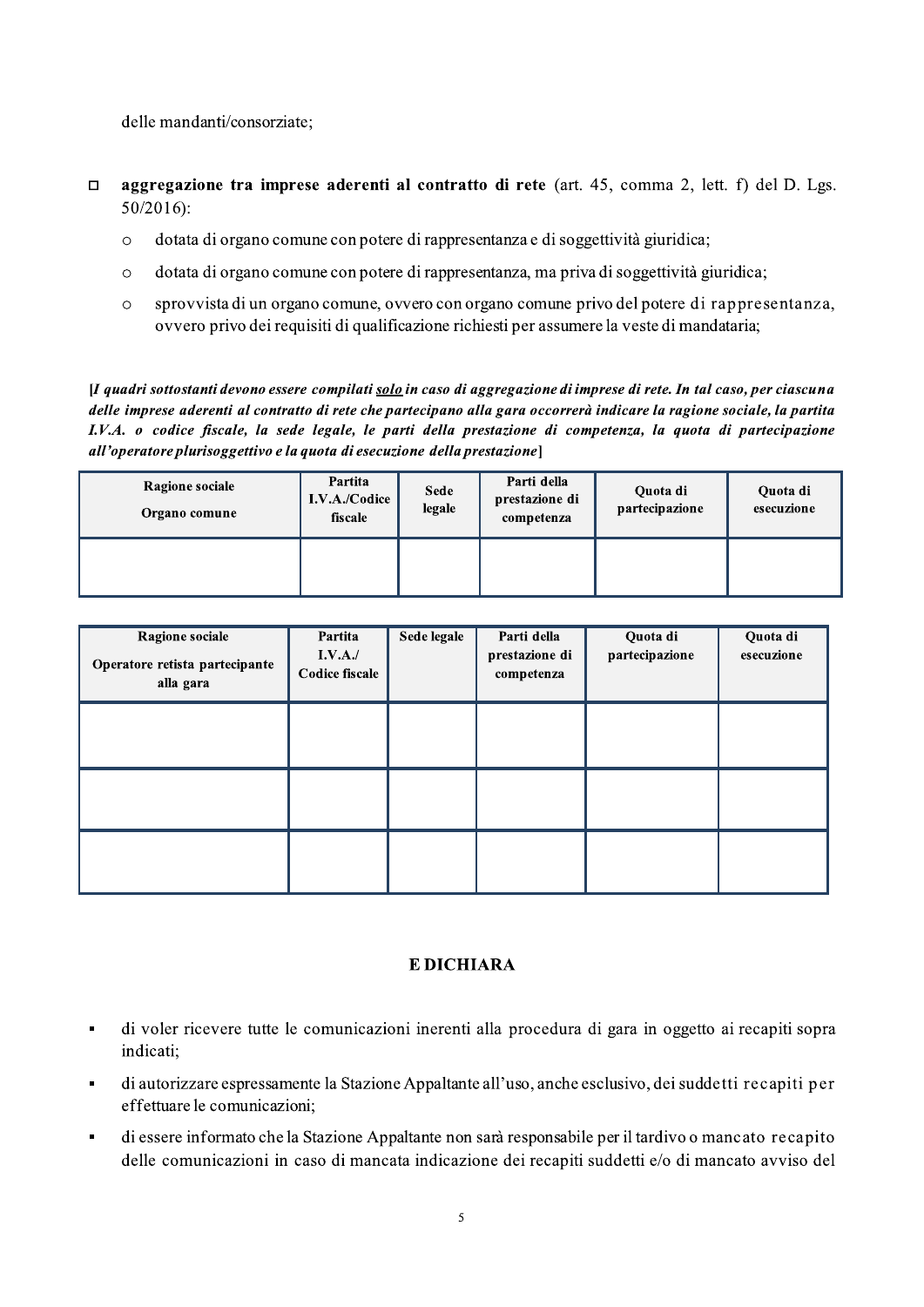delle mandanti/consorziate;

- ☐ **aggregazione tra imprese aderenti al contratto di rete** (art. 45, comma 2, lett. f) del D. Lgs. 50/2016):
  - o dotata di organo comune con potere di rappresentanza e di soggettività giuridica;
  - o dotata di organo comune con potere di rappresentanza, ma priva di soggettività giuridica;
  - o sprovvista di un organo comune, ovvero con organo comune privo del potere di rappresentanza, ovvero privo dei requisiti di qualificazione richiesti per assumere la veste di mandataria;

**[*I quadri sottostanti devono essere compilati <u>solo</u> in caso di aggregazione di imprese di rete. In tal caso, per ciascuna delle imprese aderenti al contratto di rete che partecipano alla gara occorrerà indicare la ragione sociale, la partita I.V.A. o codice fiscale, la sede legale, le parti della prestazione di competenza, la quota di partecipazione all'operatore plurisoggettivo e la quota di esecuzione della prestazione*]**

| Ragione sociale<br>Organo comune | Partita I.V.A./Codice fiscale | Sede legale | Parti della prestazione di competenza | Quota di partecipazione | Quota di esecuzione |
|---|---|---|---|---|---|
| | | | | | |

| Ragione sociale<br>Operatore retista partecipante alla gara | Partita I.V.A./<br>Codice fiscale | Sede legale | Parti della prestazione di competenza | Quota di partecipazione | Quota di esecuzione |
|---|---|---|---|---|---|
| | | | | | |
| | | | | | |
| | | | | | |

## E DICHIARA

- di voler ricevere tutte le comunicazioni inerenti alla procedura di gara in oggetto ai recapiti sopra indicati;
- di autorizzare espressamente la Stazione Appaltante all'uso, anche esclusivo, dei suddetti recapiti per effettuare le comunicazioni;
- di essere informato che la Stazione Appaltante non sarà responsabile per il tardivo o mancato recapito delle comunicazioni in caso di mancata indicazione dei recapiti suddetti e/o di mancato avviso del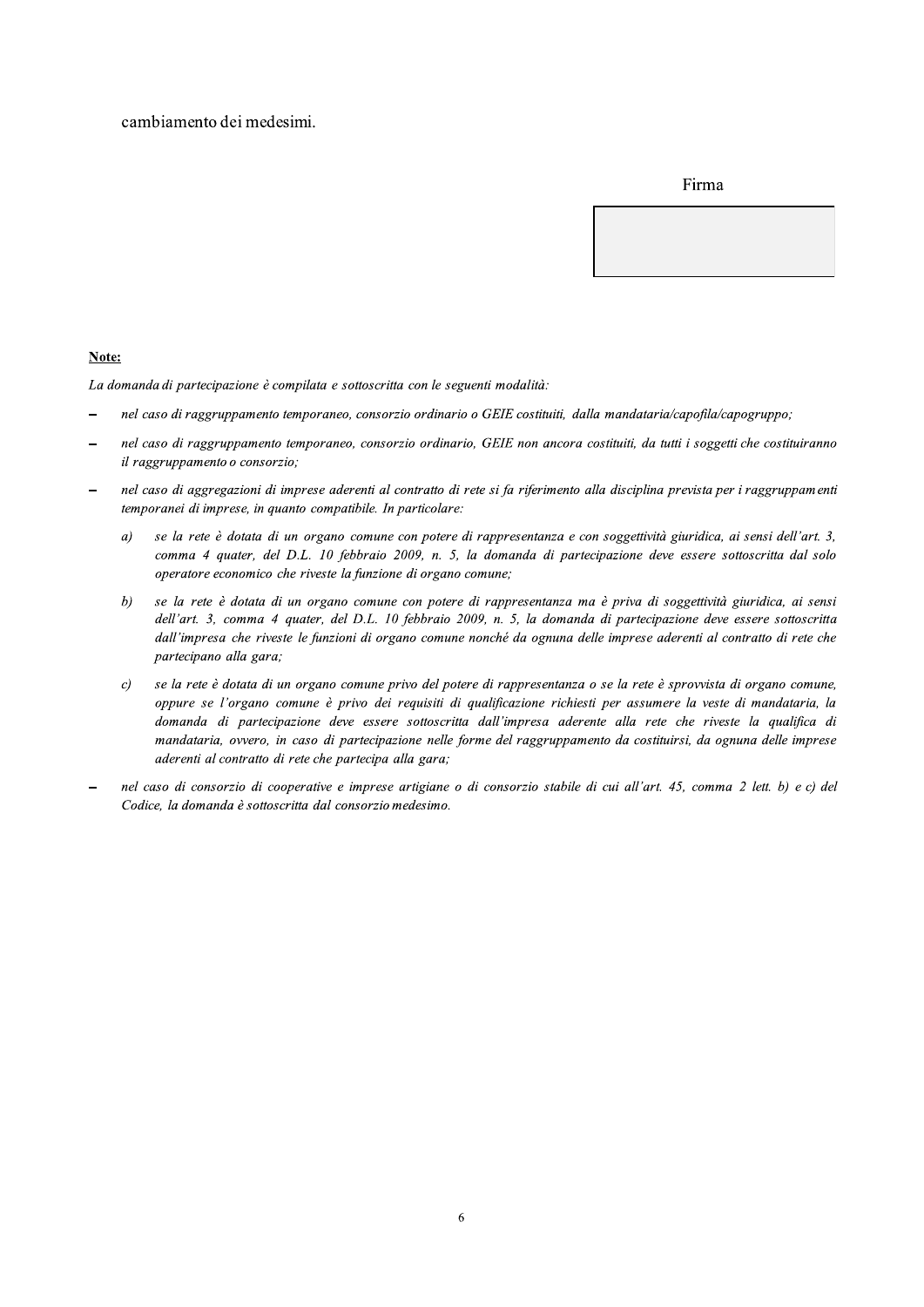cambiamento dei medesimi.

Firma

**Note:**

*La domanda di partecipazione è compilata e sottoscritta con le seguenti modalità:*

- *nel caso di raggruppamento temporaneo, consorzio ordinario o GEIE costituiti, dalla mandataria/capofila/capogruppo;*
- *nel caso di raggruppamento temporaneo, consorzio ordinario, GEIE non ancora costituiti, da tutti i soggetti che costituiranno il raggruppamento o consorzio;*
- *nel caso di aggregazioni di imprese aderenti al contratto di rete si fa riferimento alla disciplina prevista per i raggruppamenti temporanei di imprese, in quanto compatibile. In particolare:*
  - *a) se la rete è dotata di un organo comune con potere di rappresentanza e con soggettività giuridica, ai sensi dell'art. 3, comma 4 quater, del D.L. 10 febbraio 2009, n. 5, la domanda di partecipazione deve essere sottoscritta dal solo operatore economico che riveste la funzione di organo comune;*
  - *b) se la rete è dotata di un organo comune con potere di rappresentanza ma è priva di soggettività giuridica, ai sensi dell'art. 3, comma 4 quater, del D.L. 10 febbraio 2009, n. 5, la domanda di partecipazione deve essere sottoscritta dall'impresa che riveste le funzioni di organo comune nonché da ognuna delle imprese aderenti al contratto di rete che partecipano alla gara;*
  - *c) se la rete è dotata di un organo comune privo del potere di rappresentanza o se la rete è sprovvista di organo comune, oppure se l'organo comune è privo dei requisiti di qualificazione richiesti per assumere la veste di mandataria, la domanda di partecipazione deve essere sottoscritta dall'impresa aderente alla rete che riveste la qualifica di mandataria, ovvero, in caso di partecipazione nelle forme del raggruppamento da costituirsi, da ognuna delle imprese aderenti al contratto di rete che partecipa alla gara;*
- *nel caso di consorzio di cooperative e imprese artigiane o di consorzio stabile di cui all'art. 45, comma 2 lett. b) e c) del Codice, la domanda è sottoscritta dal consorzio medesimo.*